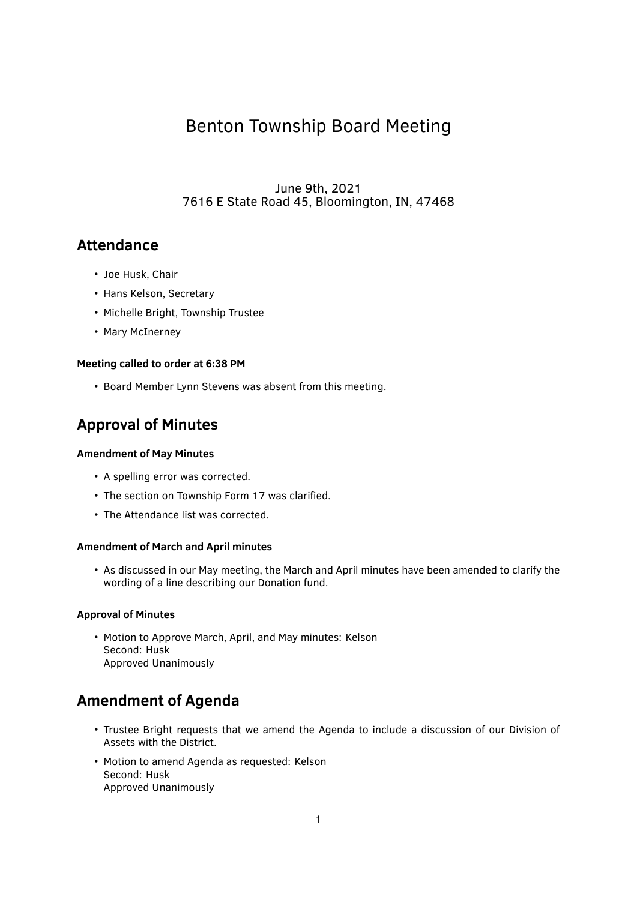# Benton Township Board Meeting

June 9th, 2021
7616 E State Road 45, Bloomington, IN, 47468

## Attendance

- Joe Husk, Chair
- Hans Kelson, Secretary
- Michelle Bright, Township Trustee
- Mary McInerney

#### Meeting called to order at 6:38 PM

- Board Member Lynn Stevens was absent from this meeting.

## Approval of Minutes

#### Amendment of May Minutes

- A spelling error was corrected.
- The section on Township Form 17 was clarified.
- The Attendance list was corrected.

#### Amendment of March and April minutes

- As discussed in our May meeting, the March and April minutes have been amended to clarify the wording of a line describing our Donation fund.

#### Approval of Minutes

- Motion to Approve March, April, and May minutes: Kelson
  Second: Husk
  Approved Unanimously

## Amendment of Agenda

- Trustee Bright requests that we amend the Agenda to include a discussion of our Division of Assets with the District.
- Motion to amend Agenda as requested: Kelson
  Second: Husk
  Approved Unanimously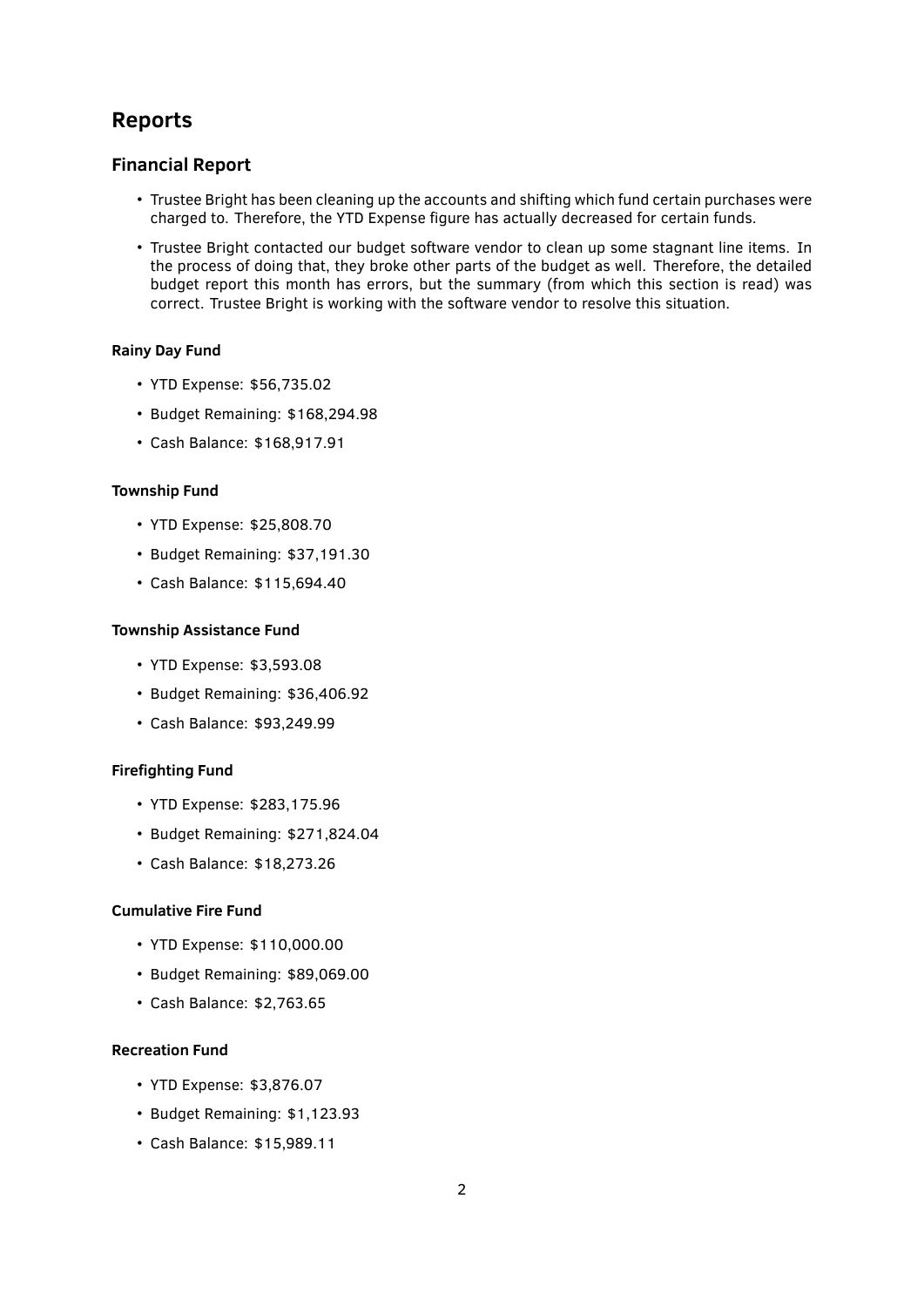## Reports

### Financial Report

- Trustee Bright has been cleaning up the accounts and shifting which fund certain purchases were charged to. Therefore, the YTD Expense figure has actually decreased for certain funds.
- Trustee Bright contacted our budget software vendor to clean up some stagnant line items. In the process of doing that, they broke other parts of the budget as well. Therefore, the detailed budget report this month has errors, but the summary (from which this section is read) was correct. Trustee Bright is working with the software vendor to resolve this situation.

#### Rainy Day Fund

- YTD Expense: $56,735.02
- Budget Remaining: $168,294.98
- Cash Balance: $168,917.91

#### Township Fund

- YTD Expense: $25,808.70
- Budget Remaining: $37,191.30
- Cash Balance: $115,694.40

#### Township Assistance Fund

- YTD Expense: $3,593.08
- Budget Remaining: $36,406.92
- Cash Balance: $93,249.99

#### Firefighting Fund

- YTD Expense: $283,175.96
- Budget Remaining: $271,824.04
- Cash Balance: $18,273.26

#### Cumulative Fire Fund

- YTD Expense: $110,000.00
- Budget Remaining: $89,069.00
- Cash Balance: $2,763.65

#### Recreation Fund

- YTD Expense: $3,876.07
- Budget Remaining: $1,123.93
- Cash Balance: $15,989.11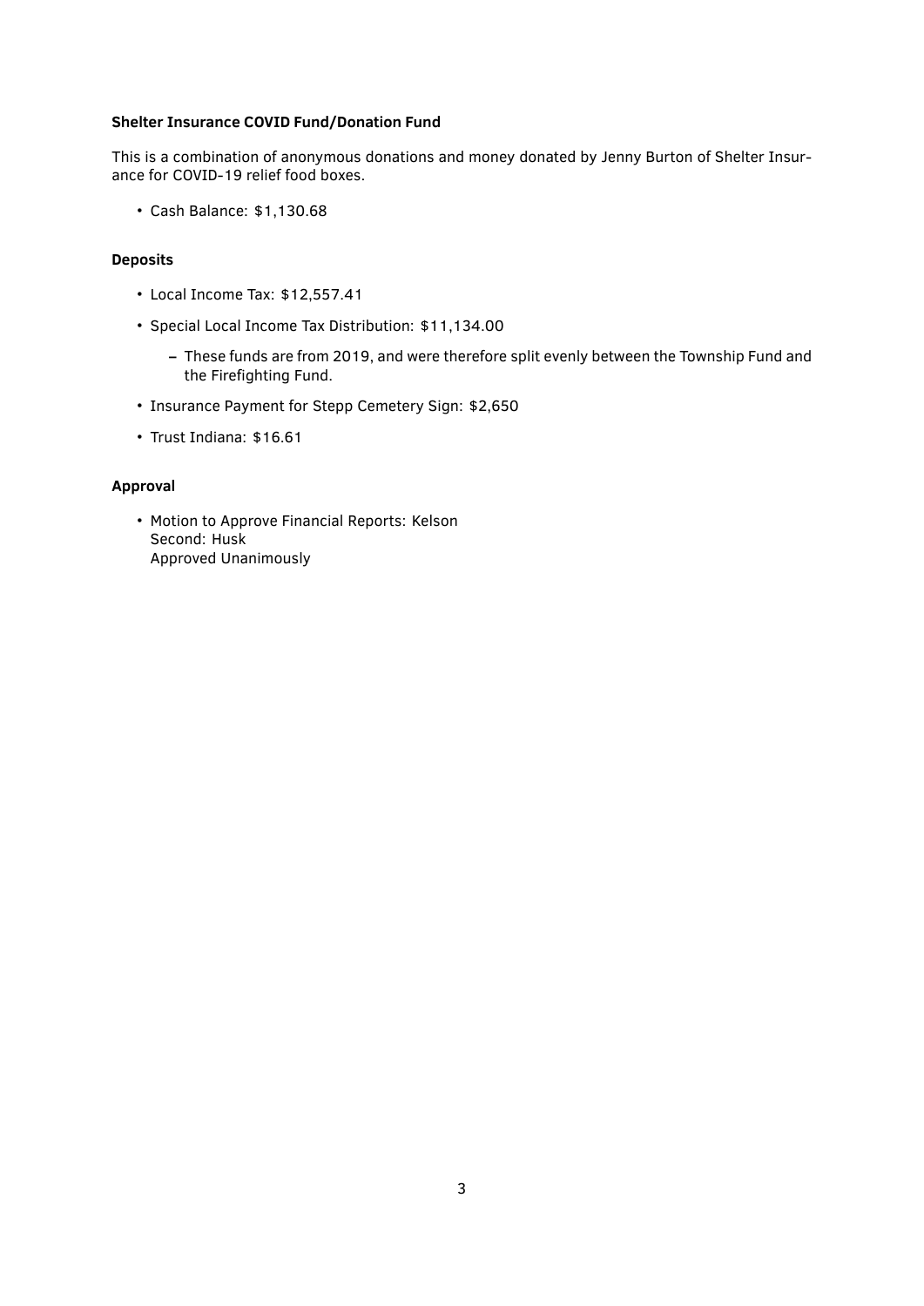**Shelter Insurance COVID Fund/Donation Fund**

This is a combination of anonymous donations and money donated by Jenny Burton of Shelter Insurance for COVID-19 relief food boxes.

- Cash Balance: $1,130.68

**Deposits**

- Local Income Tax: $12,557.41
- Special Local Income Tax Distribution: $11,134.00
  - These funds are from 2019, and were therefore split evenly between the Township Fund and the Firefighting Fund.
- Insurance Payment for Stepp Cemetery Sign: $2,650
- Trust Indiana: $16.61

**Approval**

- Motion to Approve Financial Reports: Kelson
  Second: Husk
  Approved Unanimously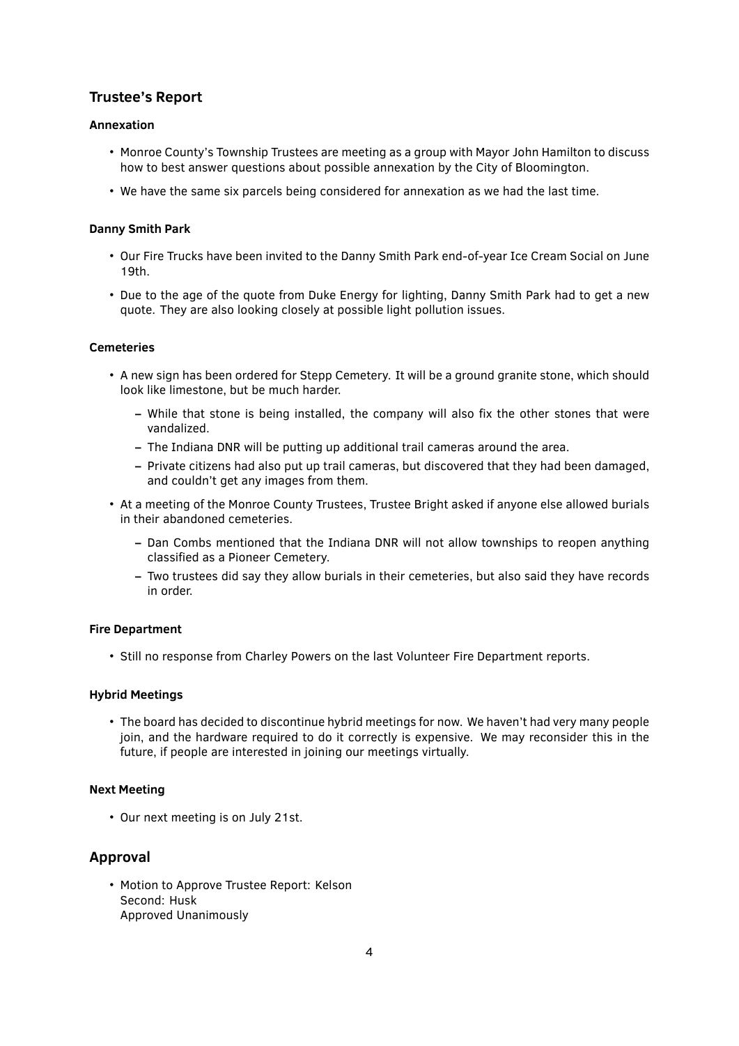## Trustee's Report

### Annexation

- Monroe County's Township Trustees are meeting as a group with Mayor John Hamilton to discuss how to best answer questions about possible annexation by the City of Bloomington.
- We have the same six parcels being considered for annexation as we had the last time.

### Danny Smith Park

- Our Fire Trucks have been invited to the Danny Smith Park end-of-year Ice Cream Social on June 19th.
- Due to the age of the quote from Duke Energy for lighting, Danny Smith Park had to get a new quote. They are also looking closely at possible light pollution issues.

### Cemeteries

- A new sign has been ordered for Stepp Cemetery. It will be a ground granite stone, which should look like limestone, but be much harder.
  - While that stone is being installed, the company will also fix the other stones that were vandalized.
  - The Indiana DNR will be putting up additional trail cameras around the area.
  - Private citizens had also put up trail cameras, but discovered that they had been damaged, and couldn't get any images from them.
- At a meeting of the Monroe County Trustees, Trustee Bright asked if anyone else allowed burials in their abandoned cemeteries.
  - Dan Combs mentioned that the Indiana DNR will not allow townships to reopen anything classified as a Pioneer Cemetery.
  - Two trustees did say they allow burials in their cemeteries, but also said they have records in order.

### Fire Department

- Still no response from Charley Powers on the last Volunteer Fire Department reports.

### Hybrid Meetings

- The board has decided to discontinue hybrid meetings for now. We haven't had very many people join, and the hardware required to do it correctly is expensive. We may reconsider this in the future, if people are interested in joining our meetings virtually.

### Next Meeting

- Our next meeting is on July 21st.

## Approval

- Motion to Approve Trustee Report: Kelson
  Second: Husk
  Approved Unanimously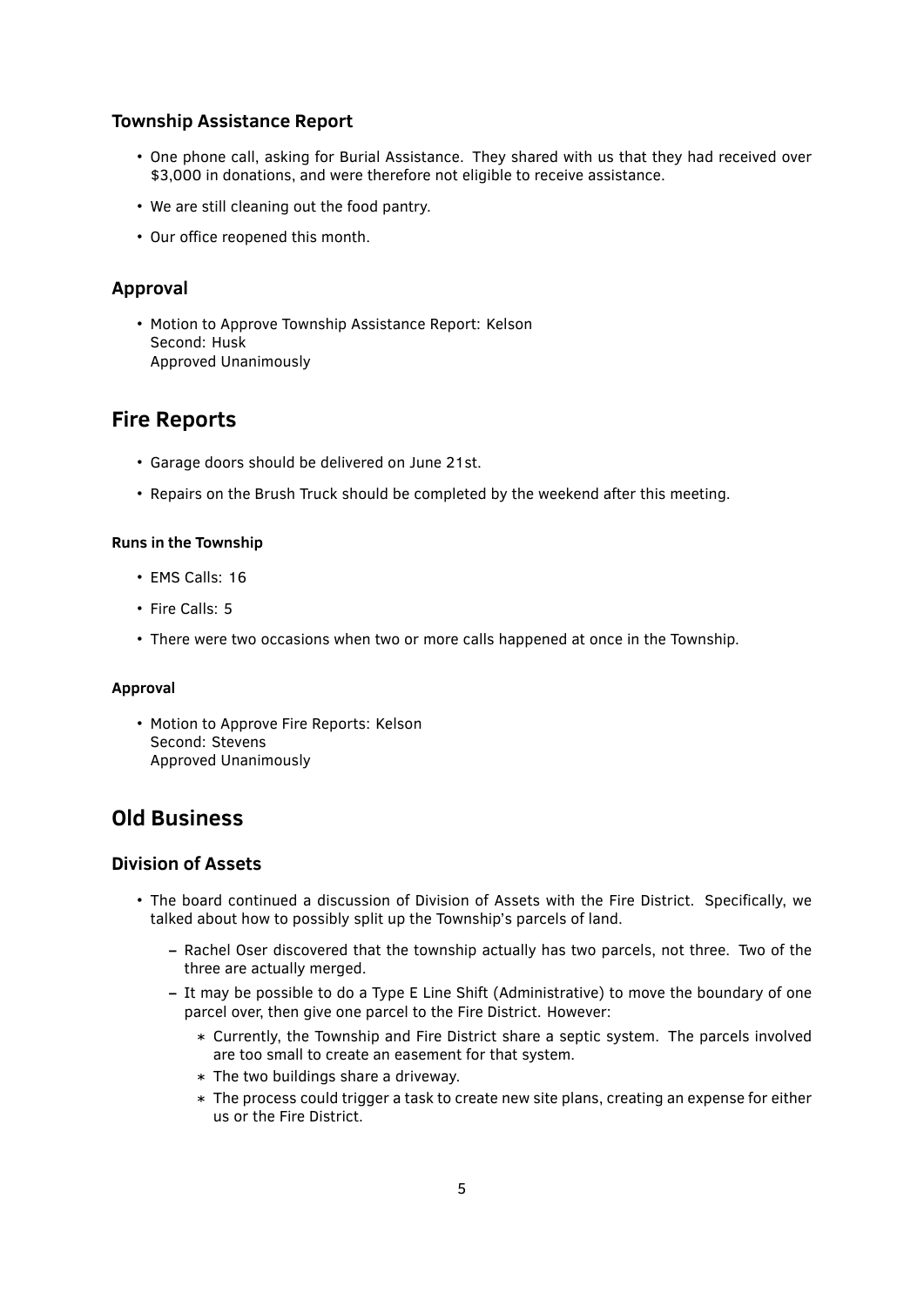### Township Assistance Report

- One phone call, asking for Burial Assistance. They shared with us that they had received over $3,000 in donations, and were therefore not eligible to receive assistance.
- We are still cleaning out the food pantry.
- Our office reopened this month.

### Approval

- Motion to Approve Township Assistance Report: Kelson
  Second: Husk
  Approved Unanimously

## Fire Reports

- Garage doors should be delivered on June 21st.
- Repairs on the Brush Truck should be completed by the weekend after this meeting.

#### Runs in the Township

- EMS Calls: 16
- Fire Calls: 5
- There were two occasions when two or more calls happened at once in the Township.

#### Approval

- Motion to Approve Fire Reports: Kelson
  Second: Stevens
  Approved Unanimously

## Old Business

### Division of Assets

- The board continued a discussion of Division of Assets with the Fire District. Specifically, we talked about how to possibly split up the Township's parcels of land.
  - Rachel Oser discovered that the township actually has two parcels, not three. Two of the three are actually merged.
  - It may be possible to do a Type E Line Shift (Administrative) to move the boundary of one parcel over, then give one parcel to the Fire District. However:
    * Currently, the Township and Fire District share a septic system. The parcels involved are too small to create an easement for that system.
    * The two buildings share a driveway.
    * The process could trigger a task to create new site plans, creating an expense for either us or the Fire District.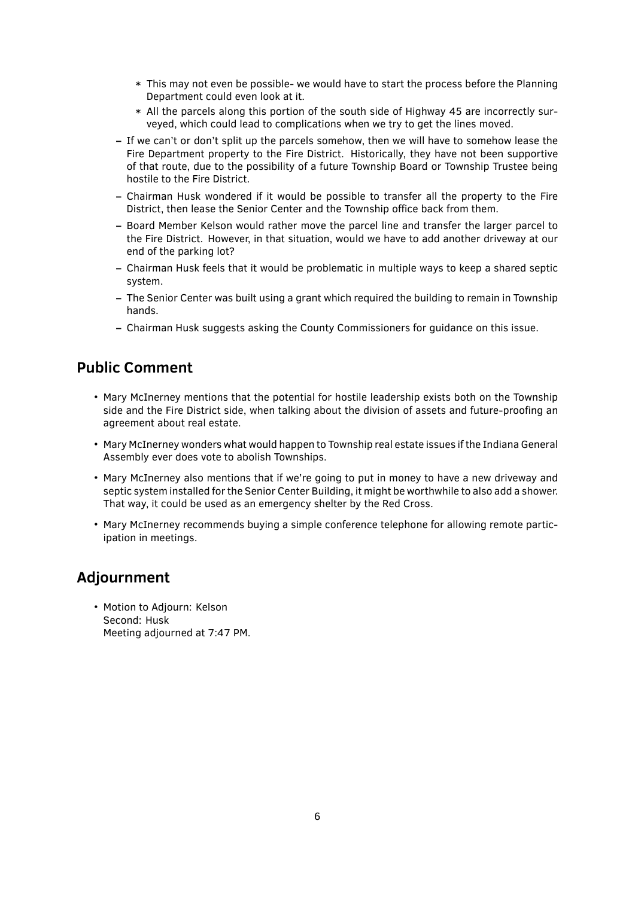- This may not even be possible- we would have to start the process before the Planning Department could even look at it.
    - All the parcels along this portion of the south side of Highway 45 are incorrectly surveyed, which could lead to complications when we try to get the lines moved.
  - If we can't or don't split up the parcels somehow, then we will have to somehow lease the Fire Department property to the Fire District. Historically, they have not been supportive of that route, due to the possibility of a future Township Board or Township Trustee being hostile to the Fire District.
  - Chairman Husk wondered if it would be possible to transfer all the property to the Fire District, then lease the Senior Center and the Township office back from them.
  - Board Member Kelson would rather move the parcel line and transfer the larger parcel to the Fire District. However, in that situation, would we have to add another driveway at our end of the parking lot?
  - Chairman Husk feels that it would be problematic in multiple ways to keep a shared septic system.
  - The Senior Center was built using a grant which required the building to remain in Township hands.
  - Chairman Husk suggests asking the County Commissioners for guidance on this issue.

## Public Comment

- Mary McInerney mentions that the potential for hostile leadership exists both on the Township side and the Fire District side, when talking about the division of assets and future-proofing an agreement about real estate.
- Mary McInerney wonders what would happen to Township real estate issues if the Indiana General Assembly ever does vote to abolish Townships.
- Mary McInerney also mentions that if we're going to put in money to have a new driveway and septic system installed for the Senior Center Building, it might be worthwhile to also add a shower. That way, it could be used as an emergency shelter by the Red Cross.
- Mary McInerney recommends buying a simple conference telephone for allowing remote participation in meetings.

## Adjournment

- Motion to Adjourn: Kelson
  Second: Husk
  Meeting adjourned at 7:47 PM.